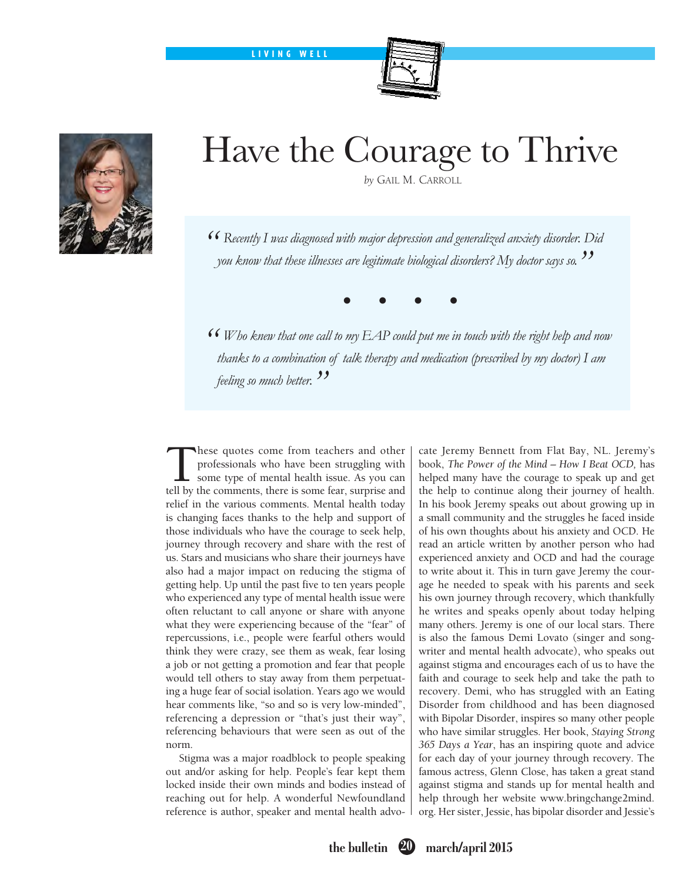LIVING WELL

# Have the Courage to Thrive

*by* GAIL M. CARROLL

> *"Recently I was diagnosed with major depression and generalized anxiety disorder. Did you know that these illnesses are legitimate biological disorders? My doctor says so."*
>
> • • • •
>
> *"Who knew that one call to my EAP could put me in touch with the right help and now thanks to a combination of talk therapy and medication (prescribed by my doctor) I am feeling so much better."*

These quotes come from teachers and other professionals who have been struggling with some type of mental health issue. As you can tell by the comments, there is some fear, surprise and relief in the various comments. Mental health today is changing faces thanks to the help and support of those individuals who have the courage to seek help, journey through recovery and share with the rest of us. Stars and musicians who share their journeys have also had a major impact on reducing the stigma of getting help. Up until the past five to ten years people who experienced any type of mental health issue were often reluctant to call anyone or share with anyone what they were experiencing because of the "fear" of repercussions, i.e., people were fearful others would think they were crazy, see them as weak, fear losing a job or not getting a promotion and fear that people would tell others to stay away from them perpetuating a huge fear of social isolation. Years ago we would hear comments like, "so and so is very low-minded", referencing a depression or "that's just their way", referencing behaviours that were seen as out of the norm.

Stigma was a major roadblock to people speaking out and/or asking for help. People's fear kept them locked inside their own minds and bodies instead of reaching out for help. A wonderful Newfoundland reference is author, speaker and mental health advocate Jeremy Bennett from Flat Bay, NL. Jeremy's book, *The Power of the Mind – How I Beat OCD,* has helped many have the courage to speak up and get the help to continue along their journey of health. In his book Jeremy speaks out about growing up in a small community and the struggles he faced inside of his own thoughts about his anxiety and OCD. He read an article written by another person who had experienced anxiety and OCD and had the courage to write about it. This in turn gave Jeremy the courage he needed to speak with his parents and seek his own journey through recovery, which thankfully he writes and speaks openly about today helping many others. Jeremy is one of our local stars. There is also the famous Demi Lovato (singer and songwriter and mental health advocate), who speaks out against stigma and encourages each of us to have the faith and courage to seek help and take the path to recovery. Demi, who has struggled with an Eating Disorder from childhood and has been diagnosed with Bipolar Disorder, inspires so many other people who have similar struggles. Her book, *Staying Strong 365 Days a Year*, has an inspiring quote and advice for each day of your journey through recovery. The famous actress, Glenn Close, has taken a great stand against stigma and stands up for mental health and help through her website www.bringchange2mind.org. Her sister, Jessie, has bipolar disorder and Jessie's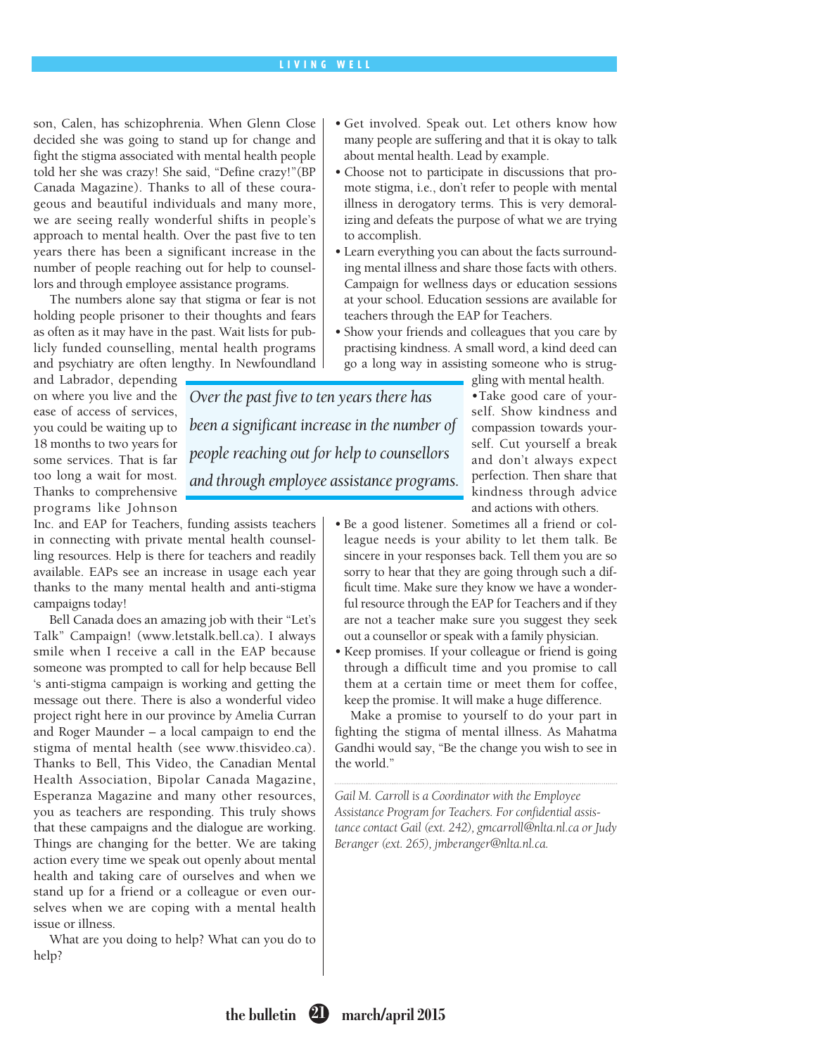son, Calen, has schizophrenia. When Glenn Close decided she was going to stand up for change and fight the stigma associated with mental health people told her she was crazy! She said, "Define crazy!"(BP Canada Magazine). Thanks to all of these courageous and beautiful individuals and many more, we are seeing really wonderful shifts in people's approach to mental health. Over the past five to ten years there has been a significant increase in the number of people reaching out for help to counsellors and through employee assistance programs.

The numbers alone say that stigma or fear is not holding people prisoner to their thoughts and fears as often as it may have in the past. Wait lists for publicly funded counselling, mental health programs and psychiatry are often lengthy. In Newfoundland and Labrador, depending on where you live and the ease of access of services, you could be waiting up to 18 months to two years for some services. That is far too long a wait for most. Thanks to comprehensive programs like Johnson Inc. and EAP for Teachers, funding assists teachers in connecting with private mental health counselling resources. Help is there for teachers and readily available. EAPs see an increase in usage each year thanks to the many mental health and anti-stigma campaigns today!

*Over the past five to ten years there has been a significant increase in the number of people reaching out for help to counsellors and through employee assistance programs.*

Bell Canada does an amazing job with their "Let's Talk" Campaign! (www.letstalk.bell.ca). I always smile when I receive a call in the EAP because someone was prompted to call for help because Bell 's anti-stigma campaign is working and getting the message out there. There is also a wonderful video project right here in our province by Amelia Curran and Roger Maunder – a local campaign to end the stigma of mental health (see www.thisvideo.ca). Thanks to Bell, This Video, the Canadian Mental Health Association, Bipolar Canada Magazine, Esperanza Magazine and many other resources, you as teachers are responding. This truly shows that these campaigns and the dialogue are working. Things are changing for the better. We are taking action every time we speak out openly about mental health and taking care of ourselves and when we stand up for a friend or a colleague or even ourselves when we are coping with a mental health issue or illness.

What are you doing to help? What can you do to help?

- Get involved. Speak out. Let others know how many people are suffering and that it is okay to talk about mental health. Lead by example.
- Choose not to participate in discussions that promote stigma, i.e., don't refer to people with mental illness in derogatory terms. This is very demoralizing and defeats the purpose of what we are trying to accomplish.
- Learn everything you can about the facts surrounding mental illness and share those facts with others. Campaign for wellness days or education sessions at your school. Education sessions are available for teachers through the EAP for Teachers.
- Show your friends and colleagues that you care by practising kindness. A small word, a kind deed can go a long way in assisting someone who is struggling with mental health.
- Take good care of yourself. Show kindness and compassion towards yourself. Cut yourself a break and don't always expect perfection. Then share that kindness through advice and actions with others.
- Be a good listener. Sometimes all a friend or colleague needs is your ability to let them talk. Be sincere in your responses back. Tell them you are so sorry to hear that they are going through such a difficult time. Make sure they know we have a wonderful resource through the EAP for Teachers and if they are not a teacher make sure you suggest they seek out a counsellor or speak with a family physician.
- Keep promises. If your colleague or friend is going through a difficult time and you promise to call them at a certain time or meet them for coffee, keep the promise. It will make a huge difference.

Make a promise to yourself to do your part in fighting the stigma of mental illness. As Mahatma Gandhi would say, "Be the change you wish to see in the world."

*Gail M. Carroll is a Coordinator with the Employee Assistance Program for Teachers. For confidential assistance contact Gail (ext. 242), gmcarroll@nlta.nl.ca or Judy Beranger (ext. 265), jmberanger@nlta.nl.ca.*